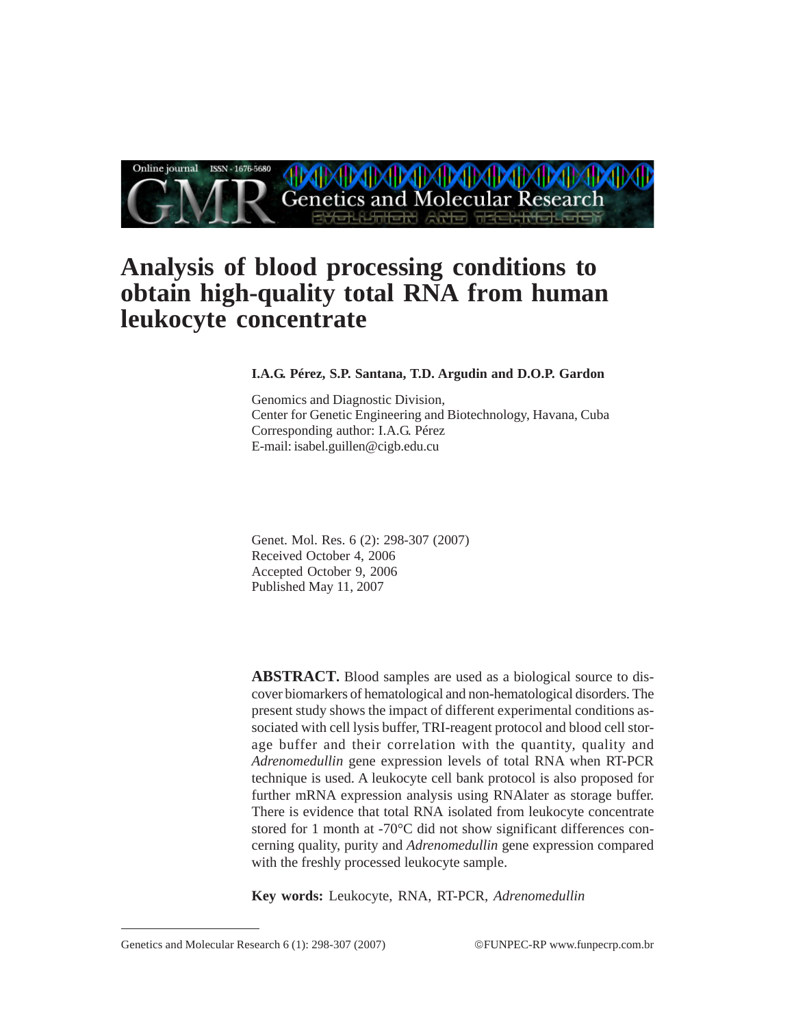# Analysis of blood processing conditions to obtain high-quality total RNA from human leukocyte concentrate

**I.A.G. Pérez, S.P. Santana, T.D. Argudin and D.O.P. Gardon**

Genomics and Diagnostic Division,
Center for Genetic Engineering and Biotechnology, Havana, Cuba
Corresponding author: I.A.G. Pérez
E-mail: isabel.guillen@cigb.edu.cu

Genet. Mol. Res. 6 (2): 298-307 (2007)
Received October 4, 2006
Accepted October 9, 2006
Published May 11, 2007

**ABSTRACT.** Blood samples are used as a biological source to discover biomarkers of hematological and non-hematological disorders. The present study shows the impact of different experimental conditions associated with cell lysis buffer, TRI-reagent protocol and blood cell storage buffer and their correlation with the quantity, quality and *Adrenomedullin* gene expression levels of total RNA when RT-PCR technique is used. A leukocyte cell bank protocol is also proposed for further mRNA expression analysis using RNAlater as storage buffer. There is evidence that total RNA isolated from leukocyte concentrate stored for 1 month at -70°C did not show significant differences concerning quality, purity and *Adrenomedullin* gene expression compared with the freshly processed leukocyte sample.

**Key words:** Leukocyte, RNA, RT-PCR, *Adrenomedullin*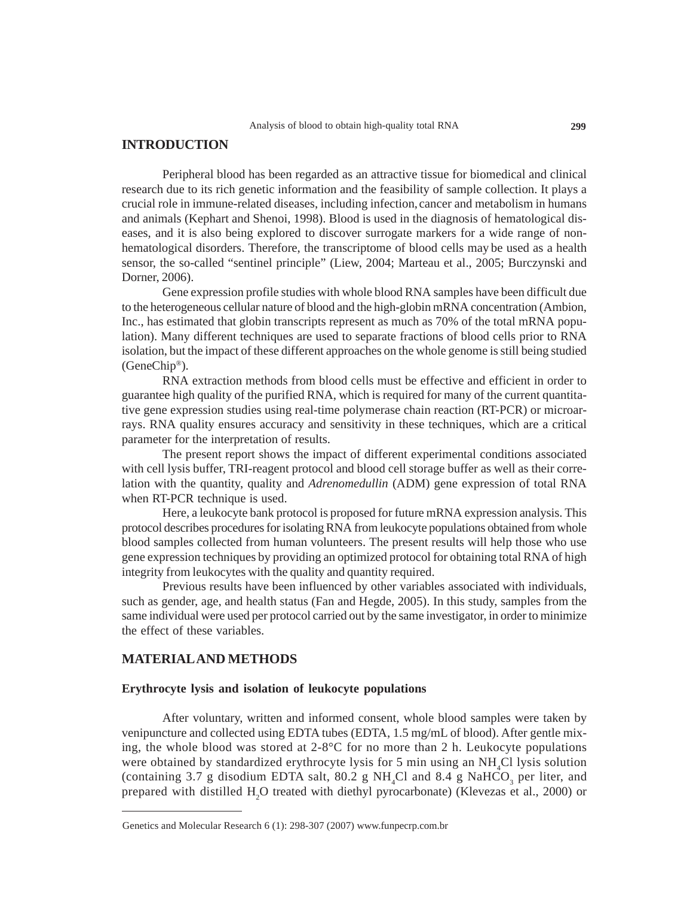## INTRODUCTION

Peripheral blood has been regarded as an attractive tissue for biomedical and clinical research due to its rich genetic information and the feasibility of sample collection. It plays a crucial role in immune-related diseases, including infection, cancer and metabolism in humans and animals (Kephart and Shenoi, 1998). Blood is used in the diagnosis of hematological diseases, and it is also being explored to discover surrogate markers for a wide range of non-hematological disorders. Therefore, the transcriptome of blood cells may be used as a health sensor, the so-called "sentinel principle" (Liew, 2004; Marteau et al., 2005; Burczynski and Dorner, 2006).

Gene expression profile studies with whole blood RNA samples have been difficult due to the heterogeneous cellular nature of blood and the high-globin mRNA concentration (Ambion, Inc., has estimated that globin transcripts represent as much as 70% of the total mRNA population). Many different techniques are used to separate fractions of blood cells prior to RNA isolation, but the impact of these different approaches on the whole genome is still being studied (GeneChip®).

RNA extraction methods from blood cells must be effective and efficient in order to guarantee high quality of the purified RNA, which is required for many of the current quantitative gene expression studies using real-time polymerase chain reaction (RT-PCR) or microarrays. RNA quality ensures accuracy and sensitivity in these techniques, which are a critical parameter for the interpretation of results.

The present report shows the impact of different experimental conditions associated with cell lysis buffer, TRI-reagent protocol and blood cell storage buffer as well as their correlation with the quantity, quality and *Adrenomedullin* (ADM) gene expression of total RNA when RT-PCR technique is used.

Here, a leukocyte bank protocol is proposed for future mRNA expression analysis. This protocol describes procedures for isolating RNA from leukocyte populations obtained from whole blood samples collected from human volunteers. The present results will help those who use gene expression techniques by providing an optimized protocol for obtaining total RNA of high integrity from leukocytes with the quality and quantity required.

Previous results have been influenced by other variables associated with individuals, such as gender, age, and health status (Fan and Hegde, 2005). In this study, samples from the same individual were used per protocol carried out by the same investigator, in order to minimize the effect of these variables.

## MATERIAL AND METHODS

### Erythrocyte lysis and isolation of leukocyte populations

After voluntary, written and informed consent, whole blood samples were taken by venipuncture and collected using EDTA tubes (EDTA, 1.5 mg/mL of blood). After gentle mixing, the whole blood was stored at 2-8°C for no more than 2 h. Leukocyte populations were obtained by standardized erythrocyte lysis for 5 min using an $NH_4Cl$ lysis solution (containing 3.7 g disodium EDTA salt, 80.2 g $NH_4Cl$ and 8.4 g $NaHCO_3$ per liter, and prepared with distilled $H_2O$ treated with diethyl pyrocarbonate) (Klevezas et al., 2000) or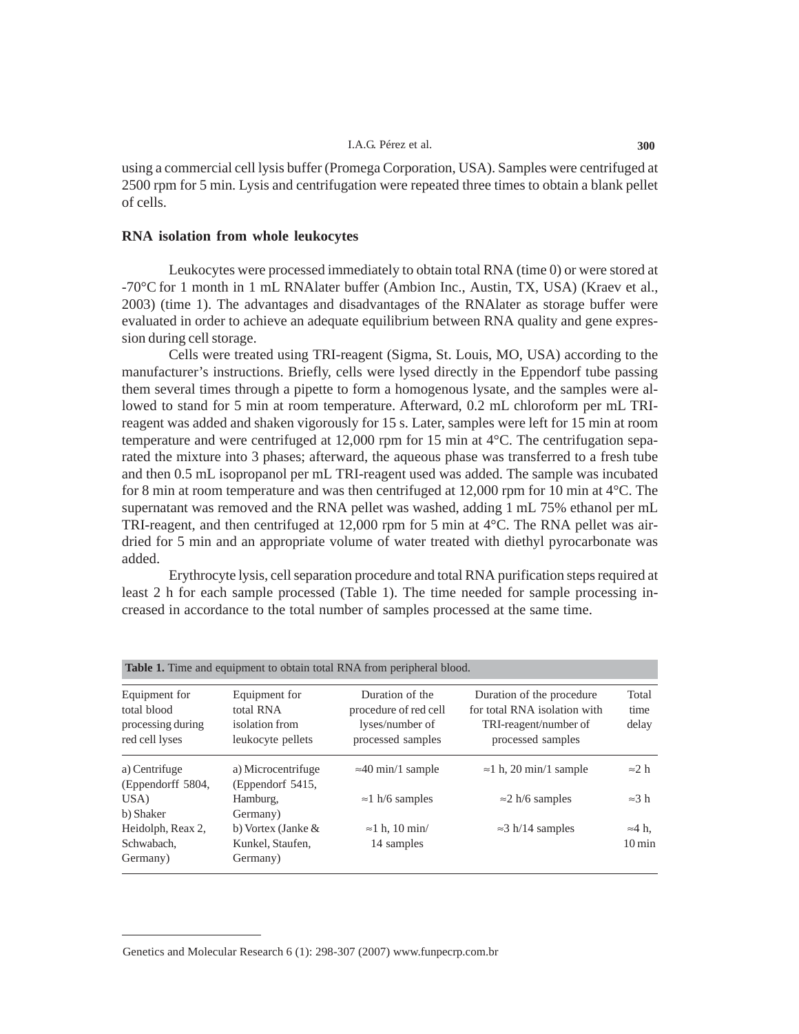using a commercial cell lysis buffer (Promega Corporation, USA). Samples were centrifuged at 2500 rpm for 5 min. Lysis and centrifugation were repeated three times to obtain a blank pellet of cells.

### RNA isolation from whole leukocytes

Leukocytes were processed immediately to obtain total RNA (time 0) or were stored at -70°C for 1 month in 1 mL RNAlater buffer (Ambion Inc., Austin, TX, USA) (Kraev et al., 2003) (time 1). The advantages and disadvantages of the RNAlater as storage buffer were evaluated in order to achieve an adequate equilibrium between RNA quality and gene expression during cell storage.

Cells were treated using TRI-reagent (Sigma, St. Louis, MO, USA) according to the manufacturer's instructions. Briefly, cells were lysed directly in the Eppendorf tube passing them several times through a pipette to form a homogenous lysate, and the samples were allowed to stand for 5 min at room temperature. Afterward, 0.2 mL chloroform per mL TRI-reagent was added and shaken vigorously for 15 s. Later, samples were left for 15 min at room temperature and were centrifuged at 12,000 rpm for 15 min at 4°C. The centrifugation separated the mixture into 3 phases; afterward, the aqueous phase was transferred to a fresh tube and then 0.5 mL isopropanol per mL TRI-reagent used was added. The sample was incubated for 8 min at room temperature and was then centrifuged at 12,000 rpm for 10 min at 4°C. The supernatant was removed and the RNA pellet was washed, adding 1 mL 75% ethanol per mL TRI-reagent, and then centrifuged at 12,000 rpm for 5 min at 4°C. The RNA pellet was air-dried for 5 min and an appropriate volume of water treated with diethyl pyrocarbonate was added.

Erythrocyte lysis, cell separation procedure and total RNA purification steps required at least 2 h for each sample processed (Table 1). The time needed for sample processing increased in accordance to the total number of samples processed at the same time.

**Table 1.** Time and equipment to obtain total RNA from peripheral blood.

| Equipment for total blood processing during red cell lyses | Equipment for total RNA isolation from leukocyte pellets | Duration of the procedure of red cell lyses/number of processed samples | Duration of the procedure for total RNA isolation with TRI-reagent/number of processed samples | Total time delay |
|---|---|---|---|---|
| a) Centrifuge (Eppendorff 5804, USA) b) Shaker Heidolph, Reax 2, Schwabach, Germany) | a) Microcentrifuge (Eppendorf 5415, Hamburg, Germany) b) Vortex (Janke & Kunkel, Staufen, Germany) | ≈40 min/1 sample | ≈1 h, 20 min/1 sample | ≈2 h |
| | | ≈1 h/6 samples | ≈2 h/6 samples | ≈3 h |
| | | ≈1 h, 10 min/ 14 samples | ≈3 h/14 samples | ≈4 h, 10 min |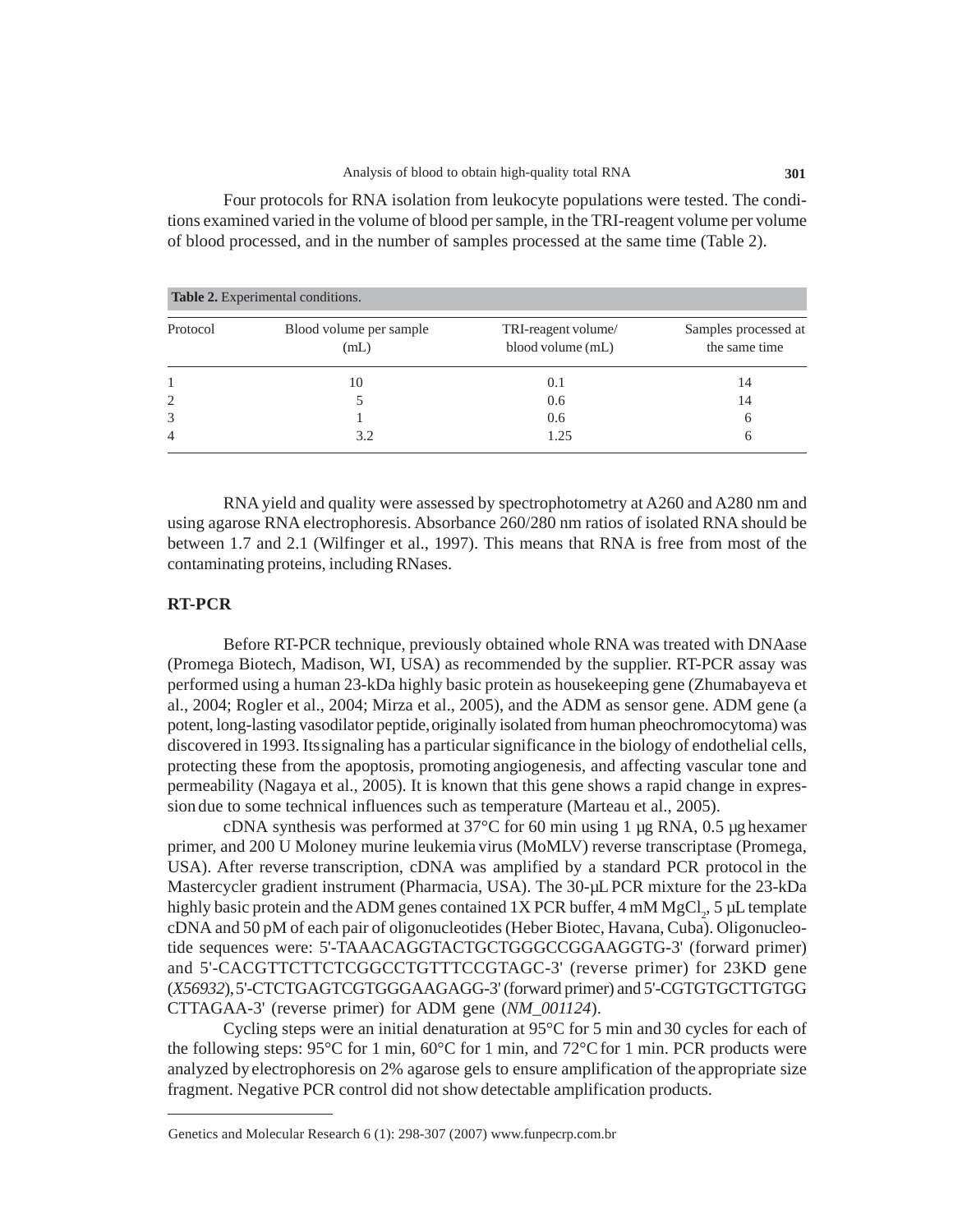Four protocols for RNA isolation from leukocyte populations were tested. The conditions examined varied in the volume of blood per sample, in the TRI-reagent volume per volume of blood processed, and in the number of samples processed at the same time (Table 2).

**Table 2.** Experimental conditions.

| Protocol | Blood volume per sample (mL) | TRI-reagent volume/ blood volume (mL) | Samples processed at the same time |
|---|---|---|---|
| 1 | 10 | 0.1 | 14 |
| 2 | 5 | 0.6 | 14 |
| 3 | 1 | 0.6 | 6 |
| 4 | 3.2 | 1.25 | 6 |

RNA yield and quality were assessed by spectrophotometry at A260 and A280 nm and using agarose RNA electrophoresis. Absorbance 260/280 nm ratios of isolated RNA should be between 1.7 and 2.1 (Wilfinger et al., 1997). This means that RNA is free from most of the contaminating proteins, including RNases.

## RT-PCR

Before RT-PCR technique, previously obtained whole RNA was treated with DNAase (Promega Biotech, Madison, WI, USA) as recommended by the supplier. RT-PCR assay was performed using a human 23-kDa highly basic protein as housekeeping gene (Zhumabayeva et al., 2004; Rogler et al., 2004; Mirza et al., 2005), and the ADM as sensor gene. ADM gene (a potent, long-lasting vasodilator peptide, originally isolated from human pheochromocytoma) was discovered in 1993. Its signaling has a particular significance in the biology of endothelial cells, protecting these from the apoptosis, promoting angiogenesis, and affecting vascular tone and permeability (Nagaya et al., 2005). It is known that this gene shows a rapid change in expression due to some technical influences such as temperature (Marteau et al., 2005).

cDNA synthesis was performed at 37°C for 60 min using 1 µg RNA, 0.5 µg hexamer primer, and 200 U Moloney murine leukemia virus (MoMLV) reverse transcriptase (Promega, USA). After reverse transcription, cDNA was amplified by a standard PCR protocol in the Mastercycler gradient instrument (Pharmacia, USA). The 30-µL PCR mixture for the 23-kDa highly basic protein and the ADM genes contained 1X PCR buffer, 4 mM $MgCl_2$, 5 µL template cDNA and 50 pM of each pair of oligonucleotides (Heber Biotec, Havana, Cuba). Oligonucleotide sequences were: 5'-TAAACAGGTACTGCTGGGCCGGAAGGTG-3' (forward primer) and 5'-CACGTTCTTCTCGGCCTGTTTCCGTAGC-3' (reverse primer) for 23KD gene (*X56932*), 5'-CTCTGAGTCGTGGGAAGAGG-3' (forward primer) and 5'-CGTGTGCTTGTGG CTTAGAA-3' (reverse primer) for ADM gene (*NM_001124*).

Cycling steps were an initial denaturation at 95°C for 5 min and 30 cycles for each of the following steps: 95°C for 1 min, 60°C for 1 min, and 72°C for 1 min. PCR products were analyzed by electrophoresis on 2% agarose gels to ensure amplification of the appropriate size fragment. Negative PCR control did not show detectable amplification products.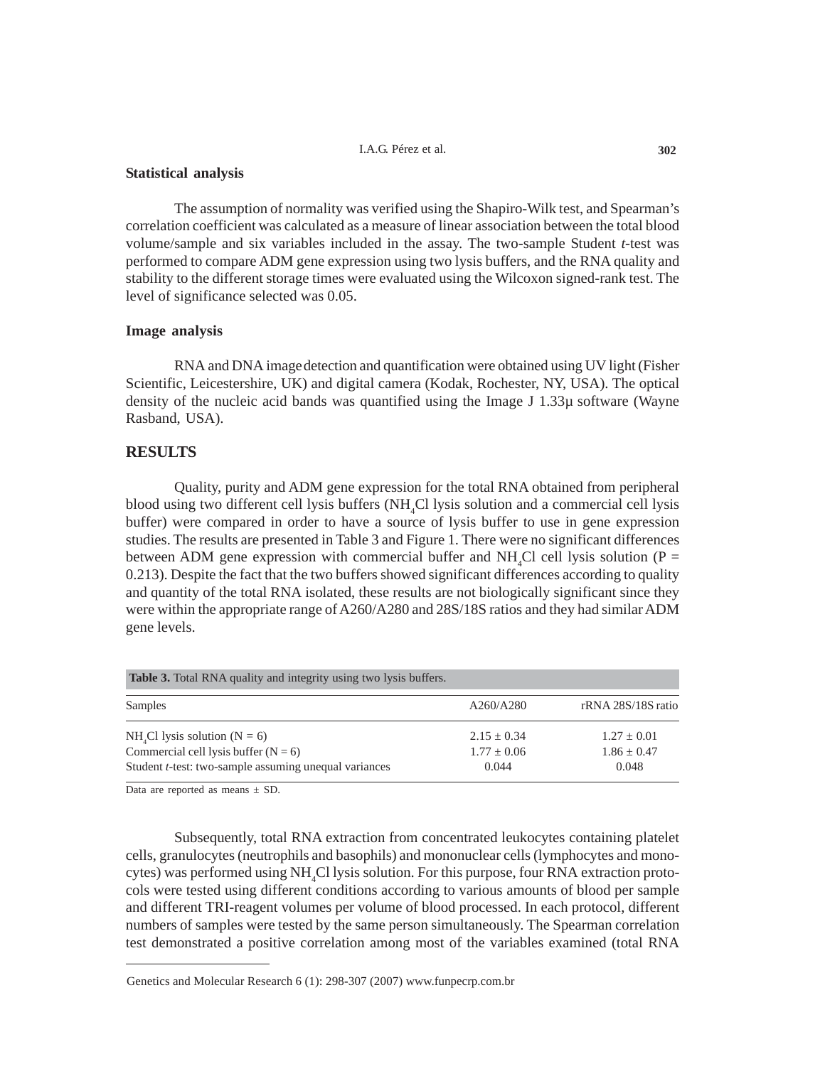### Statistical analysis

The assumption of normality was verified using the Shapiro-Wilk test, and Spearman's correlation coefficient was calculated as a measure of linear association between the total blood volume/sample and six variables included in the assay. The two-sample Student *t*-test was performed to compare ADM gene expression using two lysis buffers, and the RNA quality and stability to the different storage times were evaluated using the Wilcoxon signed-rank test. The level of significance selected was 0.05.

### Image analysis

RNA and DNA image detection and quantification were obtained using UV light (Fisher Scientific, Leicestershire, UK) and digital camera (Kodak, Rochester, NY, USA). The optical density of the nucleic acid bands was quantified using the Image J 1.33µ software (Wayne Rasband, USA).

## RESULTS

Quality, purity and ADM gene expression for the total RNA obtained from peripheral blood using two different cell lysis buffers ($NH_4Cl$ lysis solution and a commercial cell lysis buffer) were compared in order to have a source of lysis buffer to use in gene expression studies. The results are presented in Table 3 and Figure 1. There were no significant differences between ADM gene expression with commercial buffer and $NH_4Cl$ cell lysis solution ($P = 0.213$). Despite the fact that the two buffers showed significant differences according to quality and quantity of the total RNA isolated, these results are not biologically significant since they were within the appropriate range of A260/A280 and 28S/18S ratios and they had similar ADM gene levels.

**Table 3.** Total RNA quality and integrity using two lysis buffers.

| Samples | A260/A280 | rRNA 28S/18S ratio |
|---|---|---|
| $NH_4Cl$ lysis solution (N = 6) | 2.15 ± 0.34 | 1.27 ± 0.01 |
| Commercial cell lysis buffer (N = 6) | 1.77 ± 0.06 | 1.86 ± 0.47 |
| Student *t*-test: two-sample assuming unequal variances | 0.044 | 0.048 |

Data are reported as means ± SD.

Subsequently, total RNA extraction from concentrated leukocytes containing platelet cells, granulocytes (neutrophils and basophils) and mononuclear cells (lymphocytes and monocytes) was performed using $NH_4Cl$ lysis solution. For this purpose, four RNA extraction protocols were tested using different conditions according to various amounts of blood per sample and different TRI-reagent volumes per volume of blood processed. In each protocol, different numbers of samples were tested by the same person simultaneously. The Spearman correlation test demonstrated a positive correlation among most of the variables examined (total RNA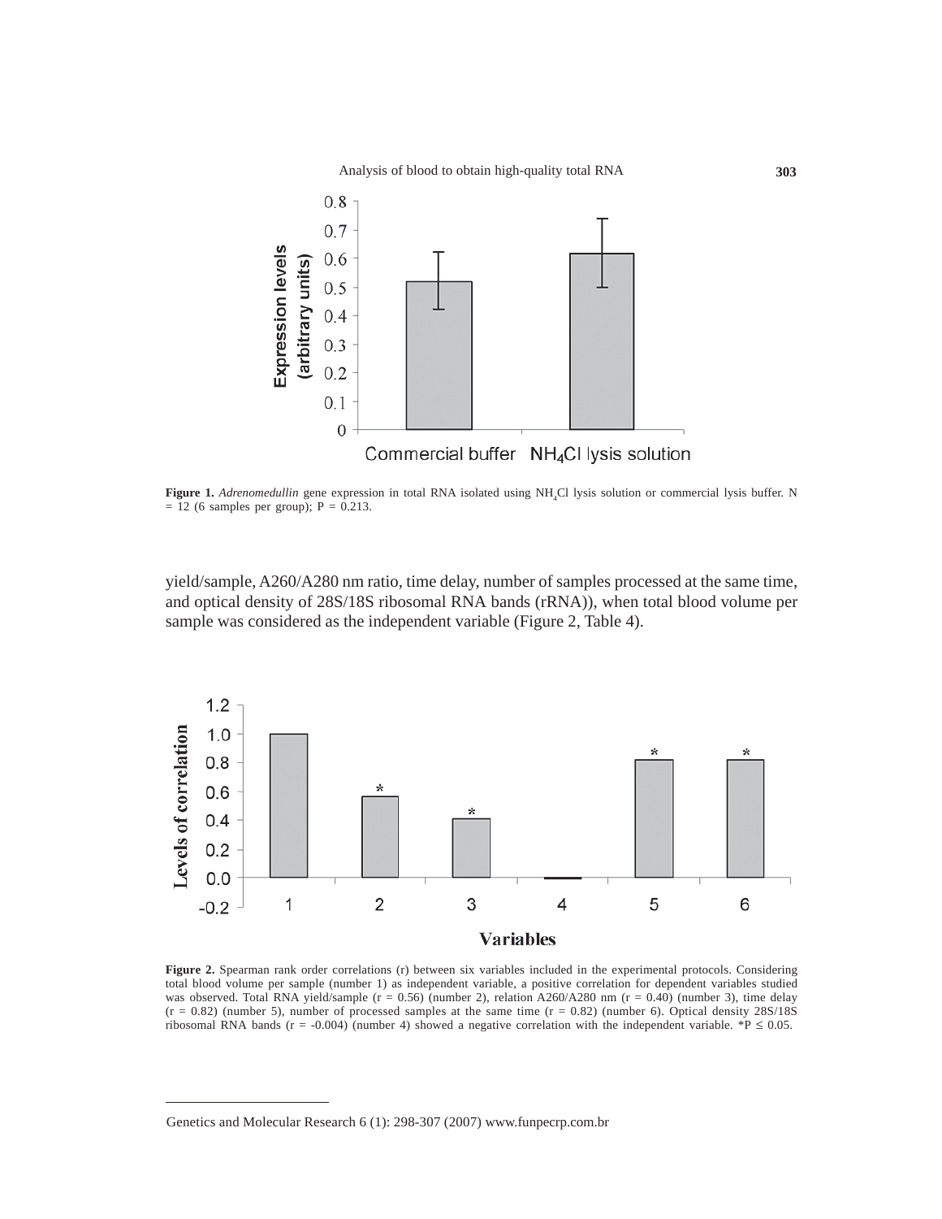**Figure 1.** *Adrenomedullin* gene expression in total RNA isolated using $NH_4Cl$ lysis solution or commercial lysis buffer. N = 12 (6 samples per group); P = 0.213.

yield/sample, A260/A280 nm ratio, time delay, number of samples processed at the same time, and optical density of 28S/18S ribosomal RNA bands (rRNA)), when total blood volume per sample was considered as the independent variable (Figure 2, Table 4).

**Figure 2.** Spearman rank order correlations (r) between six variables included in the experimental protocols. Considering total blood volume per sample (number 1) as independent variable, a positive correlation for dependent variables studied was observed. Total RNA yield/sample (r = 0.56) (number 2), relation A260/A280 nm (r = 0.40) (number 3), time delay (r = 0.82) (number 5), number of processed samples at the same time (r = 0.82) (number 6). Optical density 28S/18S ribosomal RNA bands (r = -0.004) (number 4) showed a negative correlation with the independent variable. *P ≤ 0.05.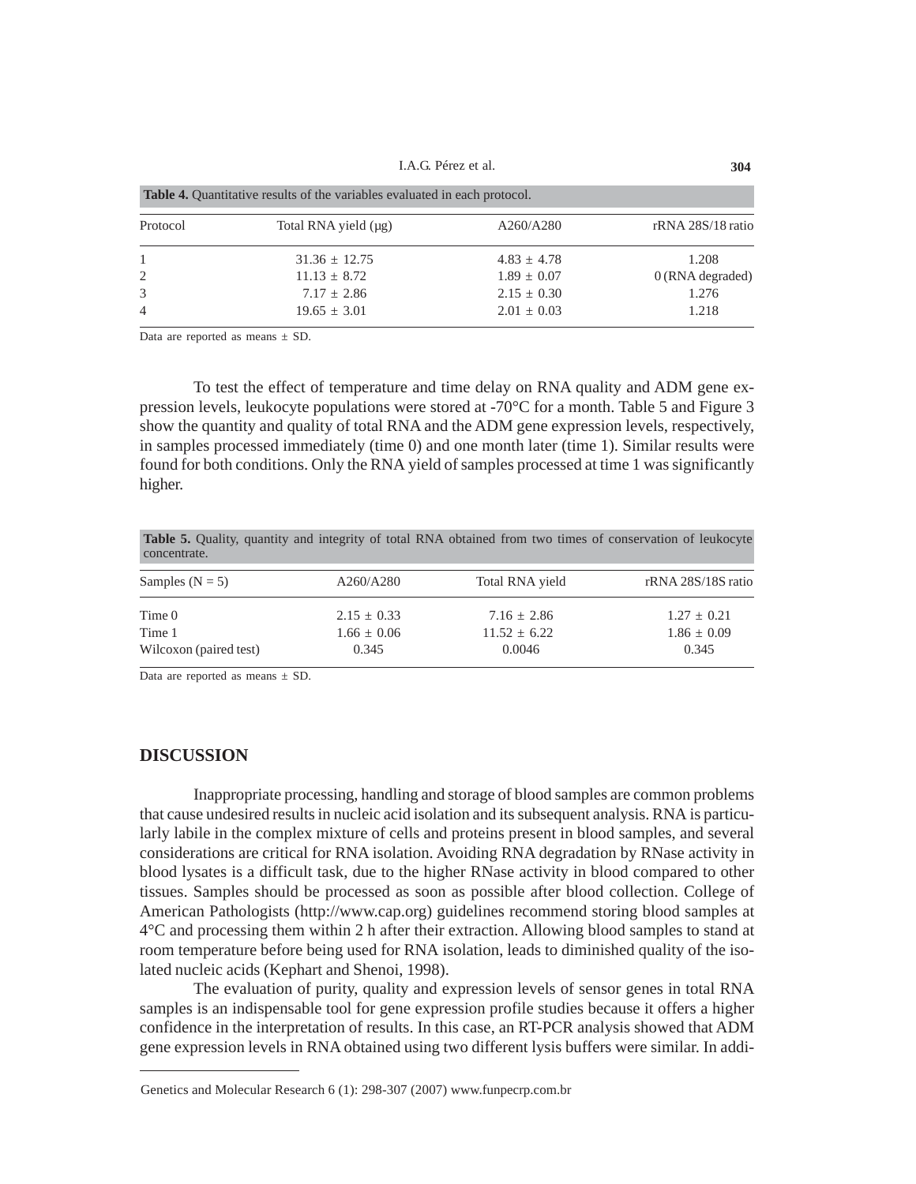**Table 4.** Quantitative results of the variables evaluated in each protocol.

| Protocol | Total RNA yield (µg) | A260/A280 | rRNA 28S/18 ratio |
|---|---|---|---|
| 1 | 31.36 ± 12.75 | 4.83 ± 4.78 | 1.208 |
| 2 | 11.13 ± 8.72 | 1.89 ± 0.07 | 0 (RNA degraded) |
| 3 | 7.17 ± 2.86 | 2.15 ± 0.30 | 1.276 |
| 4 | 19.65 ± 3.01 | 2.01 ± 0.03 | 1.218 |

Data are reported as means ± SD.

To test the effect of temperature and time delay on RNA quality and ADM gene expression levels, leukocyte populations were stored at -70°C for a month. Table 5 and Figure 3 show the quantity and quality of total RNA and the ADM gene expression levels, respectively, in samples processed immediately (time 0) and one month later (time 1). Similar results were found for both conditions. Only the RNA yield of samples processed at time 1 was significantly higher.

**Table 5.** Quality, quantity and integrity of total RNA obtained from two times of conservation of leukocyte concentrate.

| Samples (N = 5) | A260/A280 | Total RNA yield | rRNA 28S/18S ratio |
|---|---|---|---|
| Time 0 | 2.15 ± 0.33 | 7.16 ± 2.86 | 1.27 ± 0.21 |
| Time 1 | 1.66 ± 0.06 | 11.52 ± 6.22 | 1.86 ± 0.09 |
| Wilcoxon (paired test) | 0.345 | 0.0046 | 0.345 |

Data are reported as means ± SD.

## DISCUSSION

Inappropriate processing, handling and storage of blood samples are common problems that cause undesired results in nucleic acid isolation and its subsequent analysis. RNA is particularly labile in the complex mixture of cells and proteins present in blood samples, and several considerations are critical for RNA isolation. Avoiding RNA degradation by RNase activity in blood lysates is a difficult task, due to the higher RNase activity in blood compared to other tissues. Samples should be processed as soon as possible after blood collection. College of American Pathologists (http://www.cap.org) guidelines recommend storing blood samples at 4°C and processing them within 2 h after their extraction. Allowing blood samples to stand at room temperature before being used for RNA isolation, leads to diminished quality of the isolated nucleic acids (Kephart and Shenoi, 1998).

The evaluation of purity, quality and expression levels of sensor genes in total RNA samples is an indispensable tool for gene expression profile studies because it offers a higher confidence in the interpretation of results. In this case, an RT-PCR analysis showed that ADM gene expression levels in RNA obtained using two different lysis buffers were similar. In addi-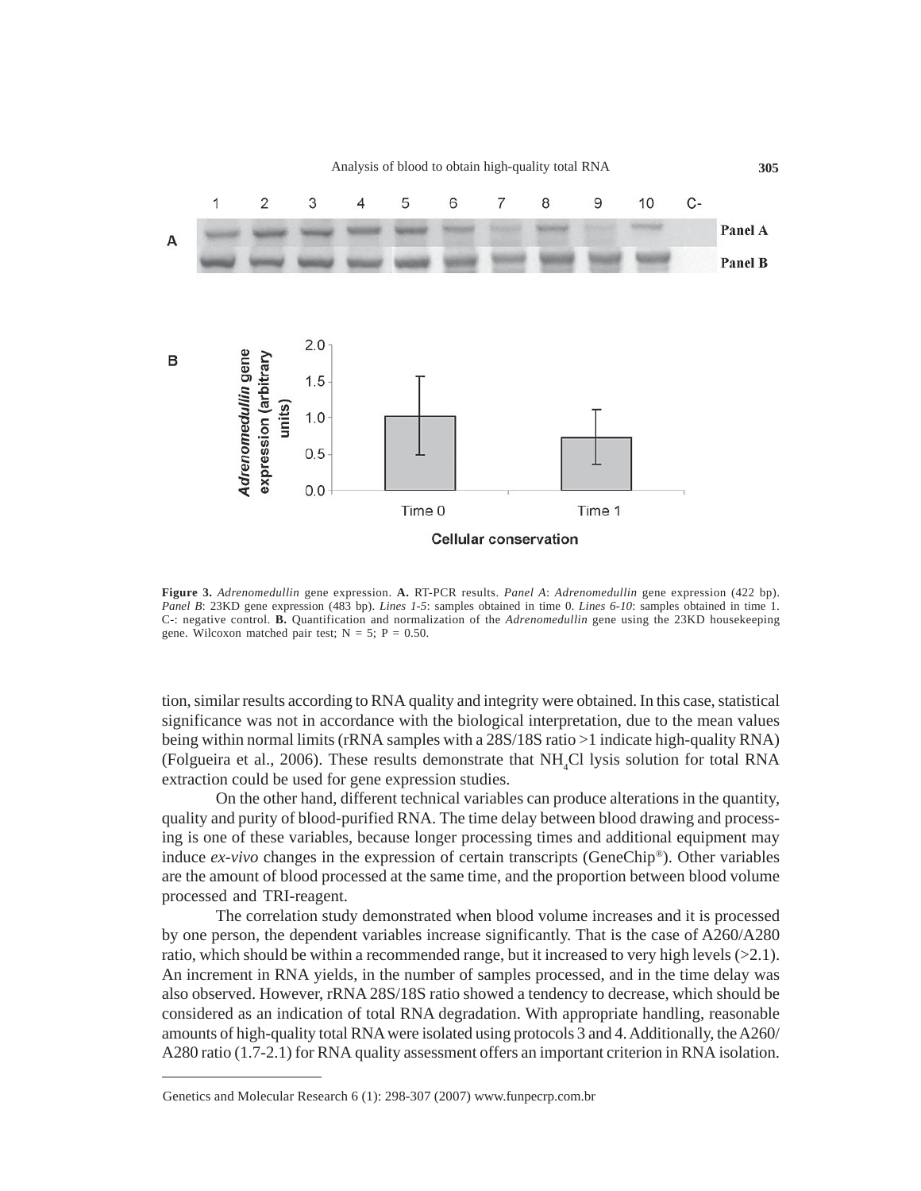**Figure 3.** *Adrenomedullin* gene expression. **A.** RT-PCR results. *Panel A*: *Adrenomedullin* gene expression (422 bp). *Panel B*: 23KD gene expression (483 bp). *Lines 1-5*: samples obtained in time 0. *Lines 6-10*: samples obtained in time 1. C-: negative control. **B.** Quantification and normalization of the *Adrenomedullin* gene using the 23KD housekeeping gene. Wilcoxon matched pair test; N = 5; P = 0.50.

tion, similar results according to RNA quality and integrity were obtained. In this case, statistical significance was not in accordance with the biological interpretation, due to the mean values being within normal limits (rRNA samples with a 28S/18S ratio >1 indicate high-quality RNA) (Folgueira et al., 2006). These results demonstrate that $NH_4Cl$ lysis solution for total RNA extraction could be used for gene expression studies.

On the other hand, different technical variables can produce alterations in the quantity, quality and purity of blood-purified RNA. The time delay between blood drawing and processing is one of these variables, because longer processing times and additional equipment may induce *ex-vivo* changes in the expression of certain transcripts (GeneChip®). Other variables are the amount of blood processed at the same time, and the proportion between blood volume processed and TRI-reagent.

The correlation study demonstrated when blood volume increases and it is processed by one person, the dependent variables increase significantly. That is the case of A260/A280 ratio, which should be within a recommended range, but it increased to very high levels (>2.1). An increment in RNA yields, in the number of samples processed, and in the time delay was also observed. However, rRNA 28S/18S ratio showed a tendency to decrease, which should be considered as an indication of total RNA degradation. With appropriate handling, reasonable amounts of high-quality total RNA were isolated using protocols 3 and 4. Additionally, the A260/A280 ratio (1.7-2.1) for RNA quality assessment offers an important criterion in RNA isolation.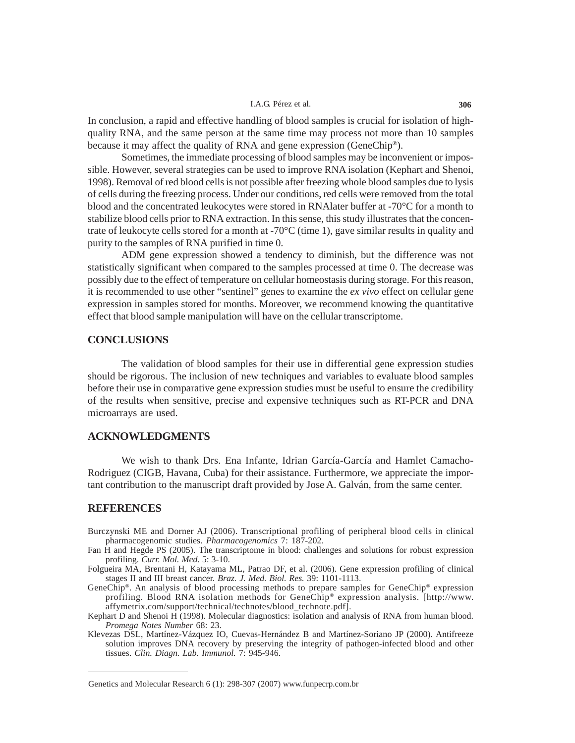In conclusion, a rapid and effective handling of blood samples is crucial for isolation of high-quality RNA, and the same person at the same time may process not more than 10 samples because it may affect the quality of RNA and gene expression (GeneChip®).

Sometimes, the immediate processing of blood samples may be inconvenient or impossible. However, several strategies can be used to improve RNA isolation (Kephart and Shenoi, 1998). Removal of red blood cells is not possible after freezing whole blood samples due to lysis of cells during the freezing process. Under our conditions, red cells were removed from the total blood and the concentrated leukocytes were stored in RNAlater buffer at -70°C for a month to stabilize blood cells prior to RNA extraction. In this sense, this study illustrates that the concentrate of leukocyte cells stored for a month at -70°C (time 1), gave similar results in quality and purity to the samples of RNA purified in time 0.

ADM gene expression showed a tendency to diminish, but the difference was not statistically significant when compared to the samples processed at time 0. The decrease was possibly due to the effect of temperature on cellular homeostasis during storage. For this reason, it is recommended to use other "sentinel" genes to examine the *ex vivo* effect on cellular gene expression in samples stored for months. Moreover, we recommend knowing the quantitative effect that blood sample manipulation will have on the cellular transcriptome.

## CONCLUSIONS

The validation of blood samples for their use in differential gene expression studies should be rigorous. The inclusion of new techniques and variables to evaluate blood samples before their use in comparative gene expression studies must be useful to ensure the credibility of the results when sensitive, precise and expensive techniques such as RT-PCR and DNA microarrays are used.

## ACKNOWLEDGMENTS

We wish to thank Drs. Ena Infante, Idrian García-García and Hamlet Camacho-Rodriguez (CIGB, Havana, Cuba) for their assistance. Furthermore, we appreciate the important contribution to the manuscript draft provided by Jose A. Galván, from the same center.

## REFERENCES

Burczynski ME and Dorner AJ (2006). Transcriptional profiling of peripheral blood cells in clinical pharmacogenomic studies. *Pharmacogenomics* 7: 187-202.

Fan H and Hegde PS (2005). The transcriptome in blood: challenges and solutions for robust expression profiling. *Curr. Mol. Med.* 5: 3-10.

Folgueira MA, Brentani H, Katayama ML, Patrao DF, et al. (2006). Gene expression profiling of clinical stages II and III breast cancer. *Braz. J. Med. Biol. Res.* 39: 1101-1113.

GeneChip®. An analysis of blood processing methods to prepare samples for GeneChip® expression profiling. Blood RNA isolation methods for GeneChip® expression analysis. [http://www.affymetrix.com/support/technical/technotes/blood_technote.pdf].

Kephart D and Shenoi H (1998). Molecular diagnostics: isolation and analysis of RNA from human blood. *Promega Notes Number* 68: 23.

Klevezas DSL, Martínez-Vázquez IO, Cuevas-Hernández B and Martínez-Soriano JP (2000). Antifreeze solution improves DNA recovery by preserving the integrity of pathogen-infected blood and other tissues. *Clin. Diagn. Lab. Immunol.* 7: 945-946.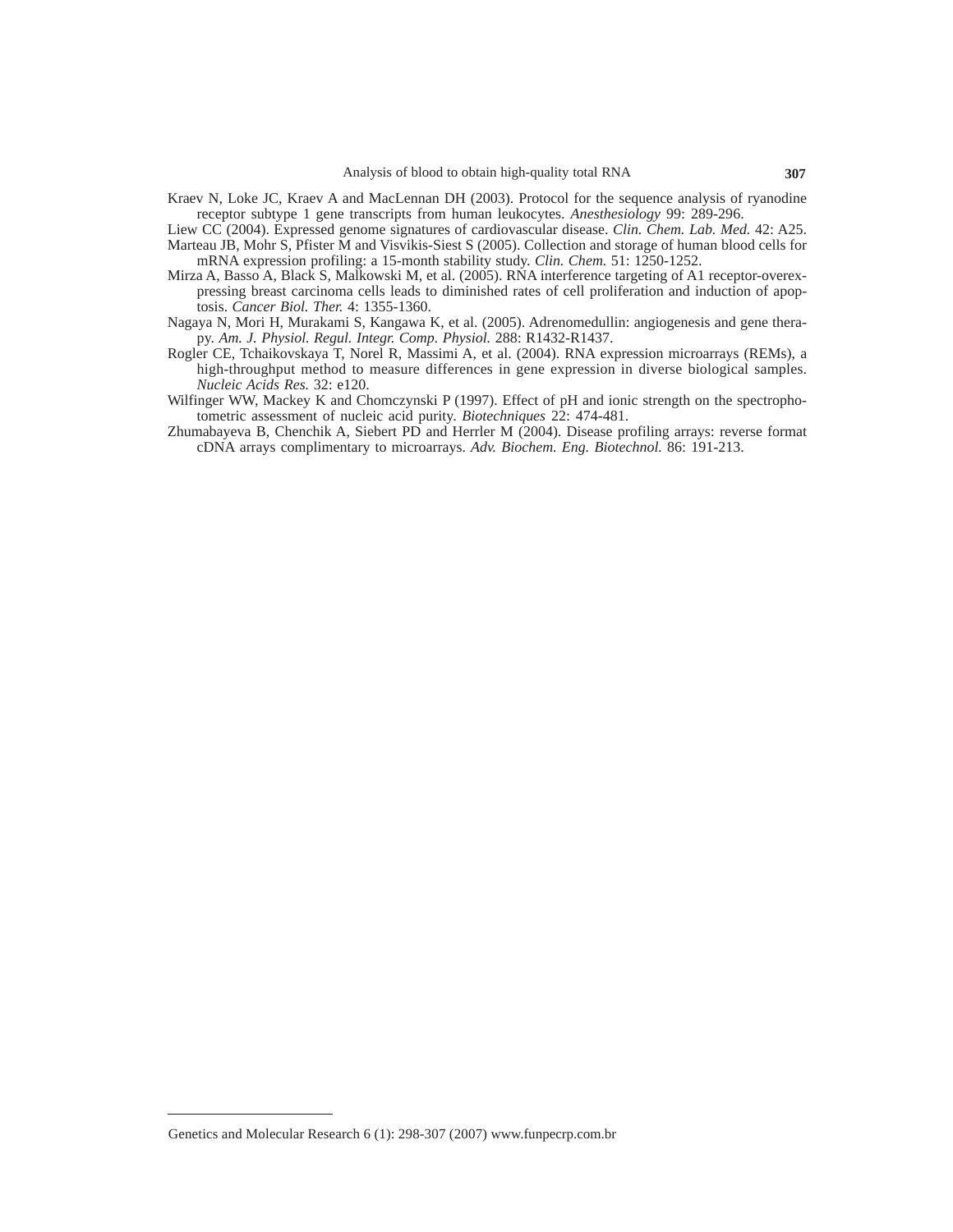Kraev N, Loke JC, Kraev A and MacLennan DH (2003). Protocol for the sequence analysis of ryanodine receptor subtype 1 gene transcripts from human leukocytes. *Anesthesiology* 99: 289-296.

Liew CC (2004). Expressed genome signatures of cardiovascular disease. *Clin. Chem. Lab. Med.* 42: A25.

Marteau JB, Mohr S, Pfister M and Visvikis-Siest S (2005). Collection and storage of human blood cells for mRNA expression profiling: a 15-month stability study. *Clin. Chem.* 51: 1250-1252.

Mirza A, Basso A, Black S, Malkowski M, et al. (2005). RNA interference targeting of A1 receptor-overexpressing breast carcinoma cells leads to diminished rates of cell proliferation and induction of apoptosis. *Cancer Biol. Ther.* 4: 1355-1360.

Nagaya N, Mori H, Murakami S, Kangawa K, et al. (2005). Adrenomedullin: angiogenesis and gene therapy. *Am. J. Physiol. Regul. Integr. Comp. Physiol.* 288: R1432-R1437.

Rogler CE, Tchaikovskaya T, Norel R, Massimi A, et al. (2004). RNA expression microarrays (REMs), a high-throughput method to measure differences in gene expression in diverse biological samples. *Nucleic Acids Res.* 32: e120.

Wilfinger WW, Mackey K and Chomczynski P (1997). Effect of pH and ionic strength on the spectrophotometric assessment of nucleic acid purity. *Biotechniques* 22: 474-481.

Zhumabayeva B, Chenchik A, Siebert PD and Herrler M (2004). Disease profiling arrays: reverse format cDNA arrays complimentary to microarrays. *Adv. Biochem. Eng. Biotechnol.* 86: 191-213.